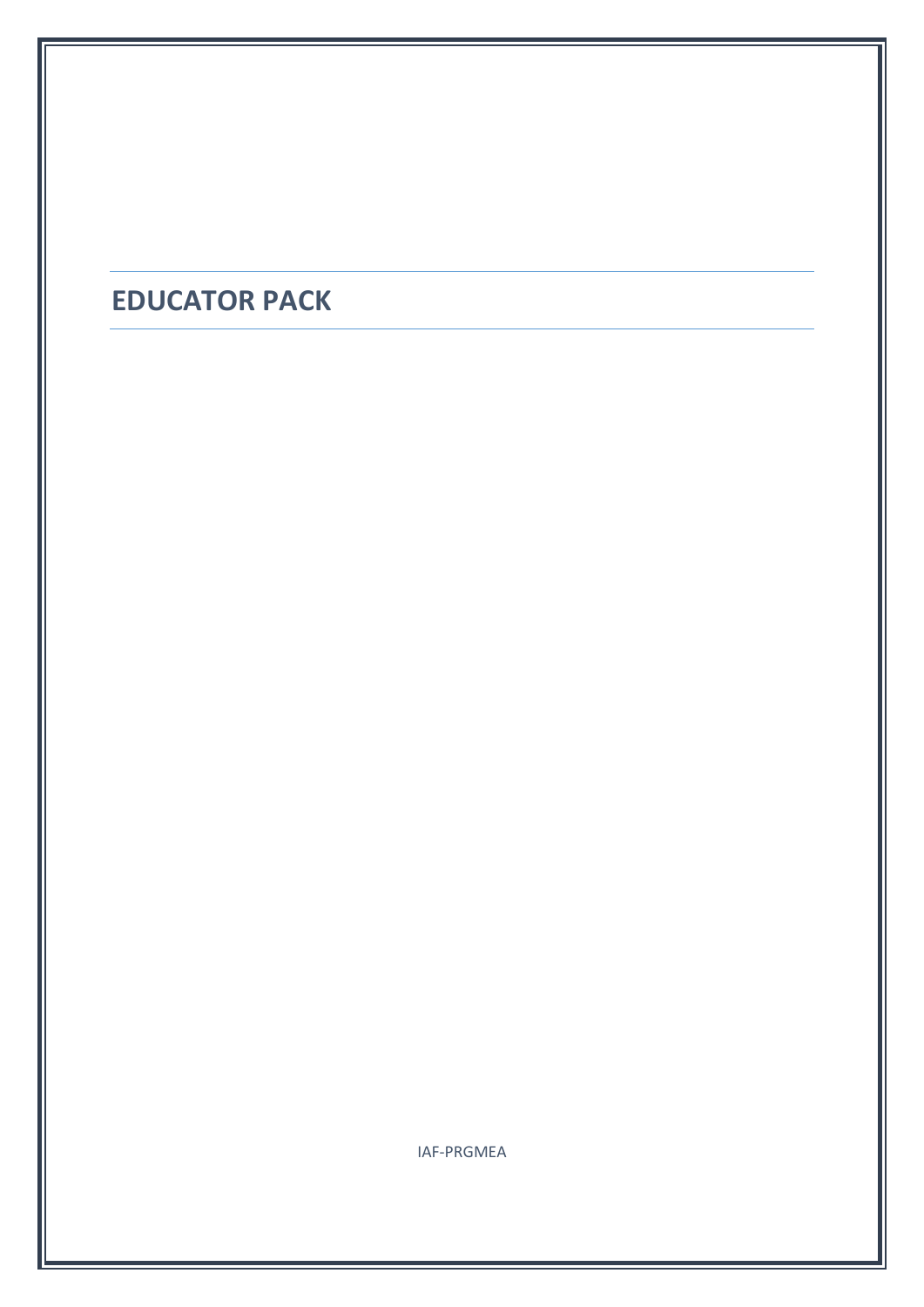# EDUCATOR PACK

IAF-PRGMEA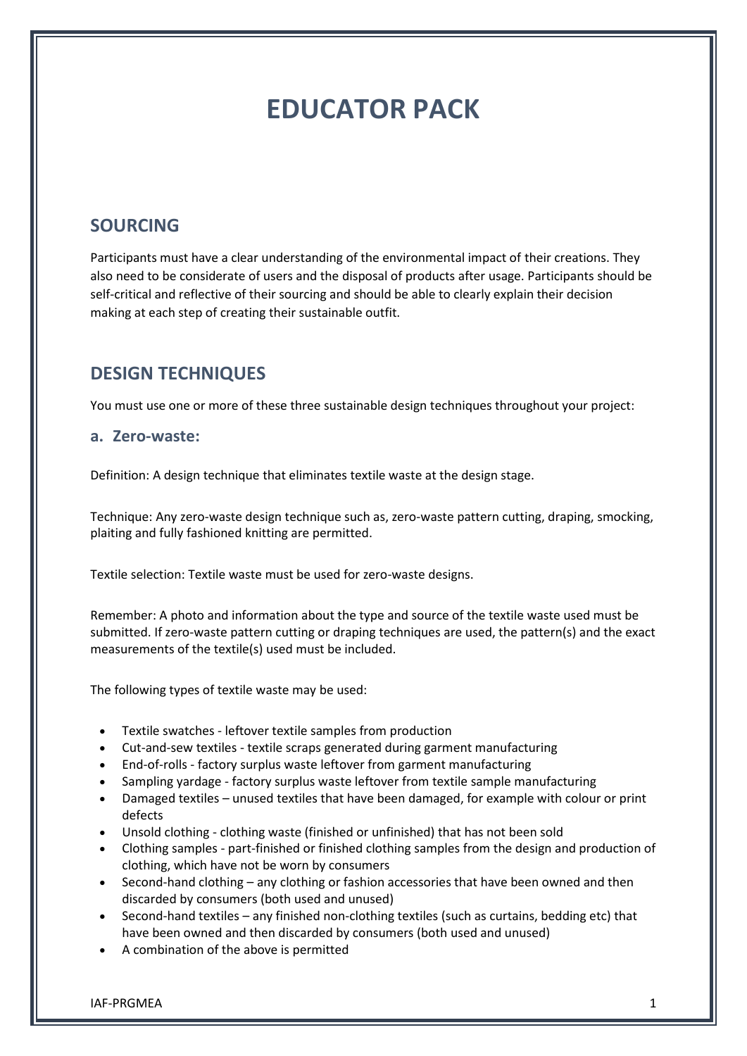# EDUCATOR PACK

## SOURCING

Participants must have a clear understanding of the environmental impact of their creations. They also need to be considerate of users and the disposal of products after usage. Participants should be self-critical and reflective of their sourcing and should be able to clearly explain their decision making at each step of creating their sustainable outfit.

## DESIGN TECHNIQUES

You must use one or more of these three sustainable design techniques throughout your project:

### a. Zero-waste:

Definition: A design technique that eliminates textile waste at the design stage.

Technique: Any zero-waste design technique such as, zero-waste pattern cutting, draping, smocking, plaiting and fully fashioned knitting are permitted.

Textile selection: Textile waste must be used for zero-waste designs.

Remember: A photo and information about the type and source of the textile waste used must be submitted. If zero-waste pattern cutting or draping techniques are used, the pattern(s) and the exact measurements of the textile(s) used must be included.

The following types of textile waste may be used:

- Textile swatches - leftover textile samples from production
- Cut-and-sew textiles - textile scraps generated during garment manufacturing
- End-of-rolls - factory surplus waste leftover from garment manufacturing
- Sampling yardage - factory surplus waste leftover from textile sample manufacturing
- Damaged textiles – unused textiles that have been damaged, for example with colour or print defects
- Unsold clothing - clothing waste (finished or unfinished) that has not been sold
- Clothing samples - part-finished or finished clothing samples from the design and production of clothing, which have not be worn by consumers
- Second-hand clothing – any clothing or fashion accessories that have been owned and then discarded by consumers (both used and unused)
- Second-hand textiles – any finished non-clothing textiles (such as curtains, bedding etc) that have been owned and then discarded by consumers (both used and unused)
- A combination of the above is permitted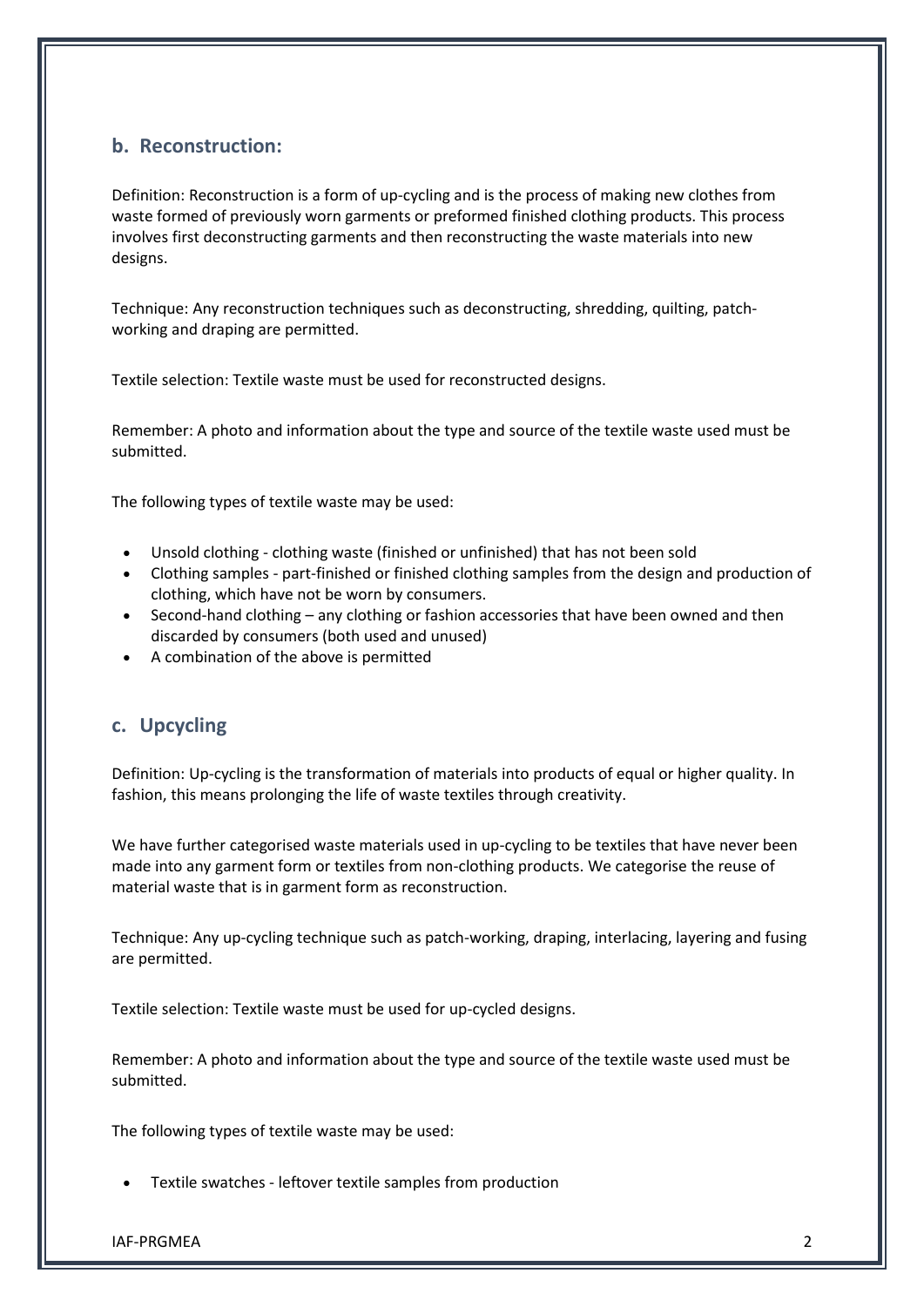## b. Reconstruction:

Definition: Reconstruction is a form of up-cycling and is the process of making new clothes from waste formed of previously worn garments or preformed finished clothing products. This process involves first deconstructing garments and then reconstructing the waste materials into new designs.

Technique: Any reconstruction techniques such as deconstructing, shredding, quilting, patch-working and draping are permitted.

Textile selection: Textile waste must be used for reconstructed designs.

Remember: A photo and information about the type and source of the textile waste used must be submitted.

The following types of textile waste may be used:

- Unsold clothing - clothing waste (finished or unfinished) that has not been sold
- Clothing samples - part-finished or finished clothing samples from the design and production of clothing, which have not be worn by consumers.
- Second-hand clothing – any clothing or fashion accessories that have been owned and then discarded by consumers (both used and unused)
- A combination of the above is permitted

## c. Upcycling

Definition: Up-cycling is the transformation of materials into products of equal or higher quality. In fashion, this means prolonging the life of waste textiles through creativity.

We have further categorised waste materials used in up-cycling to be textiles that have never been made into any garment form or textiles from non-clothing products. We categorise the reuse of material waste that is in garment form as reconstruction.

Technique: Any up-cycling technique such as patch-working, draping, interlacing, layering and fusing are permitted.

Textile selection: Textile waste must be used for up-cycled designs.

Remember: A photo and information about the type and source of the textile waste used must be submitted.

The following types of textile waste may be used:

- Textile swatches - leftover textile samples from production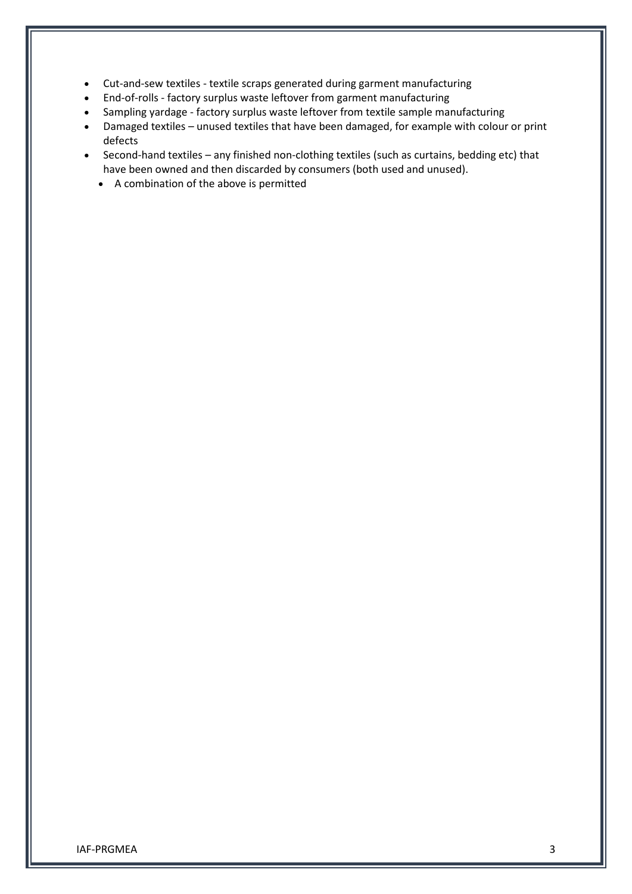- Cut-and-sew textiles - textile scraps generated during garment manufacturing
- End-of-rolls - factory surplus waste leftover from garment manufacturing
- Sampling yardage - factory surplus waste leftover from textile sample manufacturing
- Damaged textiles – unused textiles that have been damaged, for example with colour or print defects
- Second-hand textiles – any finished non-clothing textiles (such as curtains, bedding etc) that have been owned and then discarded by consumers (both used and unused).
  - A combination of the above is permitted